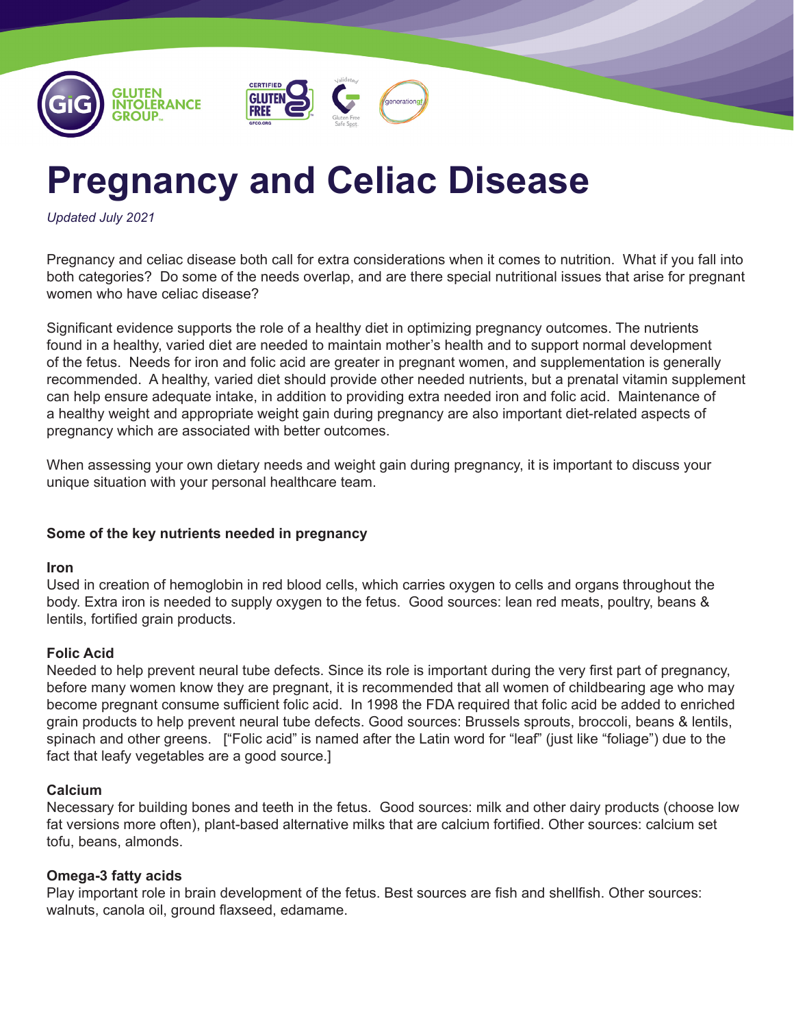# Pregnancy and Celiac Disease

*Updated July 2021*

Pregnancy and celiac disease both call for extra considerations when it comes to nutrition. What if you fall into both categories? Do some of the needs overlap, and are there special nutritional issues that arise for pregnant women who have celiac disease?

Significant evidence supports the role of a healthy diet in optimizing pregnancy outcomes. The nutrients found in a healthy, varied diet are needed to maintain mother's health and to support normal development of the fetus. Needs for iron and folic acid are greater in pregnant women, and supplementation is generally recommended. A healthy, varied diet should provide other needed nutrients, but a prenatal vitamin supplement can help ensure adequate intake, in addition to providing extra needed iron and folic acid. Maintenance of a healthy weight and appropriate weight gain during pregnancy are also important diet-related aspects of pregnancy which are associated with better outcomes.

When assessing your own dietary needs and weight gain during pregnancy, it is important to discuss your unique situation with your personal healthcare team.

**Some of the key nutrients needed in pregnancy**

**Iron**

Used in creation of hemoglobin in red blood cells, which carries oxygen to cells and organs throughout the body. Extra iron is needed to supply oxygen to the fetus. Good sources: lean red meats, poultry, beans & lentils, fortified grain products.

**Folic Acid**

Needed to help prevent neural tube defects. Since its role is important during the very first part of pregnancy, before many women know they are pregnant, it is recommended that all women of childbearing age who may become pregnant consume sufficient folic acid. In 1998 the FDA required that folic acid be added to enriched grain products to help prevent neural tube defects. Good sources: Brussels sprouts, broccoli, beans & lentils, spinach and other greens. ["Folic acid" is named after the Latin word for "leaf" (just like "foliage") due to the fact that leafy vegetables are a good source.]

**Calcium**

Necessary for building bones and teeth in the fetus. Good sources: milk and other dairy products (choose low fat versions more often), plant-based alternative milks that are calcium fortified. Other sources: calcium set tofu, beans, almonds.

**Omega-3 fatty acids**

Play important role in brain development of the fetus. Best sources are fish and shellfish. Other sources: walnuts, canola oil, ground flaxseed, edamame.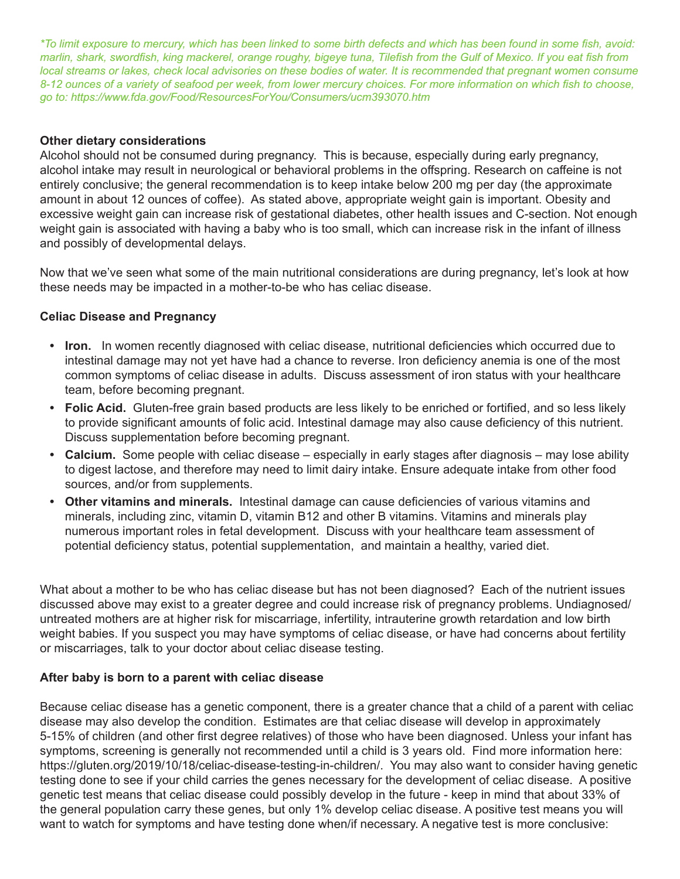*\*To limit exposure to mercury, which has been linked to some birth defects and which has been found in some fish, avoid: marlin, shark, swordfish, king mackerel, orange roughy, bigeye tuna, Tilefish from the Gulf of Mexico. If you eat fish from local streams or lakes, check local advisories on these bodies of water. It is recommended that pregnant women consume 8-12 ounces of a variety of seafood per week, from lower mercury choices. For more information on which fish to choose, go to: https://www.fda.gov/Food/ResourcesForYou/Consumers/ucm393070.htm*

**Other dietary considerations**

Alcohol should not be consumed during pregnancy. This is because, especially during early pregnancy, alcohol intake may result in neurological or behavioral problems in the offspring. Research on caffeine is not entirely conclusive; the general recommendation is to keep intake below 200 mg per day (the approximate amount in about 12 ounces of coffee). As stated above, appropriate weight gain is important. Obesity and excessive weight gain can increase risk of gestational diabetes, other health issues and C-section. Not enough weight gain is associated with having a baby who is too small, which can increase risk in the infant of illness and possibly of developmental delays.

Now that we've seen what some of the main nutritional considerations are during pregnancy, let's look at how these needs may be impacted in a mother-to-be who has celiac disease.

**Celiac Disease and Pregnancy**

- **Iron.** In women recently diagnosed with celiac disease, nutritional deficiencies which occurred due to intestinal damage may not yet have had a chance to reverse. Iron deficiency anemia is one of the most common symptoms of celiac disease in adults. Discuss assessment of iron status with your healthcare team, before becoming pregnant.
- **Folic Acid.** Gluten-free grain based products are less likely to be enriched or fortified, and so less likely to provide significant amounts of folic acid. Intestinal damage may also cause deficiency of this nutrient. Discuss supplementation before becoming pregnant.
- **Calcium.** Some people with celiac disease – especially in early stages after diagnosis – may lose ability to digest lactose, and therefore may need to limit dairy intake. Ensure adequate intake from other food sources, and/or from supplements.
- **Other vitamins and minerals.** Intestinal damage can cause deficiencies of various vitamins and minerals, including zinc, vitamin D, vitamin B12 and other B vitamins. Vitamins and minerals play numerous important roles in fetal development. Discuss with your healthcare team assessment of potential deficiency status, potential supplementation, and maintain a healthy, varied diet.

What about a mother to be who has celiac disease but has not been diagnosed? Each of the nutrient issues discussed above may exist to a greater degree and could increase risk of pregnancy problems. Undiagnosed/untreated mothers are at higher risk for miscarriage, infertility, intrauterine growth retardation and low birth weight babies. If you suspect you may have symptoms of celiac disease, or have had concerns about fertility or miscarriages, talk to your doctor about celiac disease testing.

**After baby is born to a parent with celiac disease**

Because celiac disease has a genetic component, there is a greater chance that a child of a parent with celiac disease may also develop the condition. Estimates are that celiac disease will develop in approximately 5-15% of children (and other first degree relatives) of those who have been diagnosed. Unless your infant has symptoms, screening is generally not recommended until a child is 3 years old. Find more information here: https://gluten.org/2019/10/18/celiac-disease-testing-in-children/. You may also want to consider having genetic testing done to see if your child carries the genes necessary for the development of celiac disease. A positive genetic test means that celiac disease could possibly develop in the future - keep in mind that about 33% of the general population carry these genes, but only 1% develop celiac disease. A positive test means you will want to watch for symptoms and have testing done when/if necessary. A negative test is more conclusive: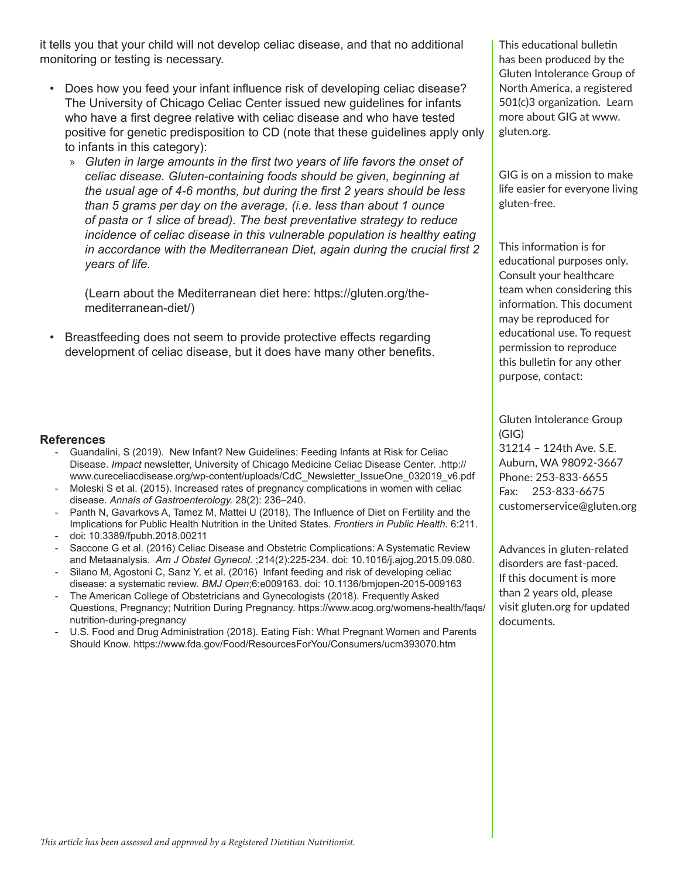it tells you that your child will not develop celiac disease, and that no additional monitoring or testing is necessary.

- Does how you feed your infant influence risk of developing celiac disease? The University of Chicago Celiac Center issued new guidelines for infants who have a first degree relative with celiac disease and who have tested positive for genetic predisposition to CD (note that these guidelines apply only to infants in this category):
  - *Gluten in large amounts in the first two years of life favors the onset of celiac disease. Gluten-containing foods should be given, beginning at the usual age of 4-6 months, but during the first 2 years should be less than 5 grams per day on the average, (i.e. less than about 1 ounce of pasta or 1 slice of bread). The best preventative strategy to reduce incidence of celiac disease in this vulnerable population is healthy eating in accordance with the Mediterranean Diet, again during the crucial first 2 years of life.*

    (Learn about the Mediterranean diet here: https://gluten.org/the-mediterranean-diet/)
- Breastfeeding does not seem to provide protective effects regarding development of celiac disease, but it does have many other benefits.

### References

- Guandalini, S (2019). New Infant? New Guidelines: Feeding Infants at Risk for Celiac Disease. *Impact* newsletter, University of Chicago Medicine Celiac Disease Center. .http://www.cureceliacdisease.org/wp-content/uploads/CdC_Newsletter_IssueOne_032019_v6.pdf
- Moleski S et al. (2015). Increased rates of pregnancy complications in women with celiac disease. *Annals of Gastroenterology.* 28(2): 236–240.
- Panth N, Gavarkovs A, Tamez M, Mattei U (2018). The Influence of Diet on Fertility and the Implications for Public Health Nutrition in the United States. *Frontiers in Public Health.* 6:211.
- doi: 10.3389/fpubh.2018.00211
- Saccone G et al. (2016) Celiac Disease and Obstetric Complications: A Systematic Review and Metaanalysis. *Am J Obstet Gynecol.* ;214(2):225-234. doi: 10.1016/j.ajog.2015.09.080.
- Silano M, Agostoni C, Sanz Y, et al. (2016) Infant feeding and risk of developing celiac disease: a systematic review. *BMJ Open*;6:e009163. doi: 10.1136/bmjopen-2015-009163
- The American College of Obstetricians and Gynecologists (2018). Frequently Asked Questions, Pregnancy; Nutrition During Pregnancy. https://www.acog.org/womens-health/faqs/nutrition-during-pregnancy
- U.S. Food and Drug Administration (2018). Eating Fish: What Pregnant Women and Parents Should Know. https://www.fda.gov/Food/ResourcesForYou/Consumers/ucm393070.htm

*This article has been assessed and approved by a Registered Dietitian Nutritionist.*

This educational bulletin has been produced by the Gluten Intolerance Group of North America, a registered 501(c)3 organization. Learn more about GIG at www.gluten.org.

GIG is on a mission to make life easier for everyone living gluten-free.

This information is for educational purposes only. Consult your healthcare team when considering this information. This document may be reproduced for educational use. To request permission to reproduce this bulletin for any other purpose, contact:

Gluten Intolerance Group (GIG)
31214 – 124th Ave. S.E.
Auburn, WA 98092-3667
Phone: 253-833-6655
Fax: 253-833-6675
customerservice@gluten.org

Advances in gluten-related disorders are fast-paced. If this document is more than 2 years old, please visit gluten.org for updated documents.